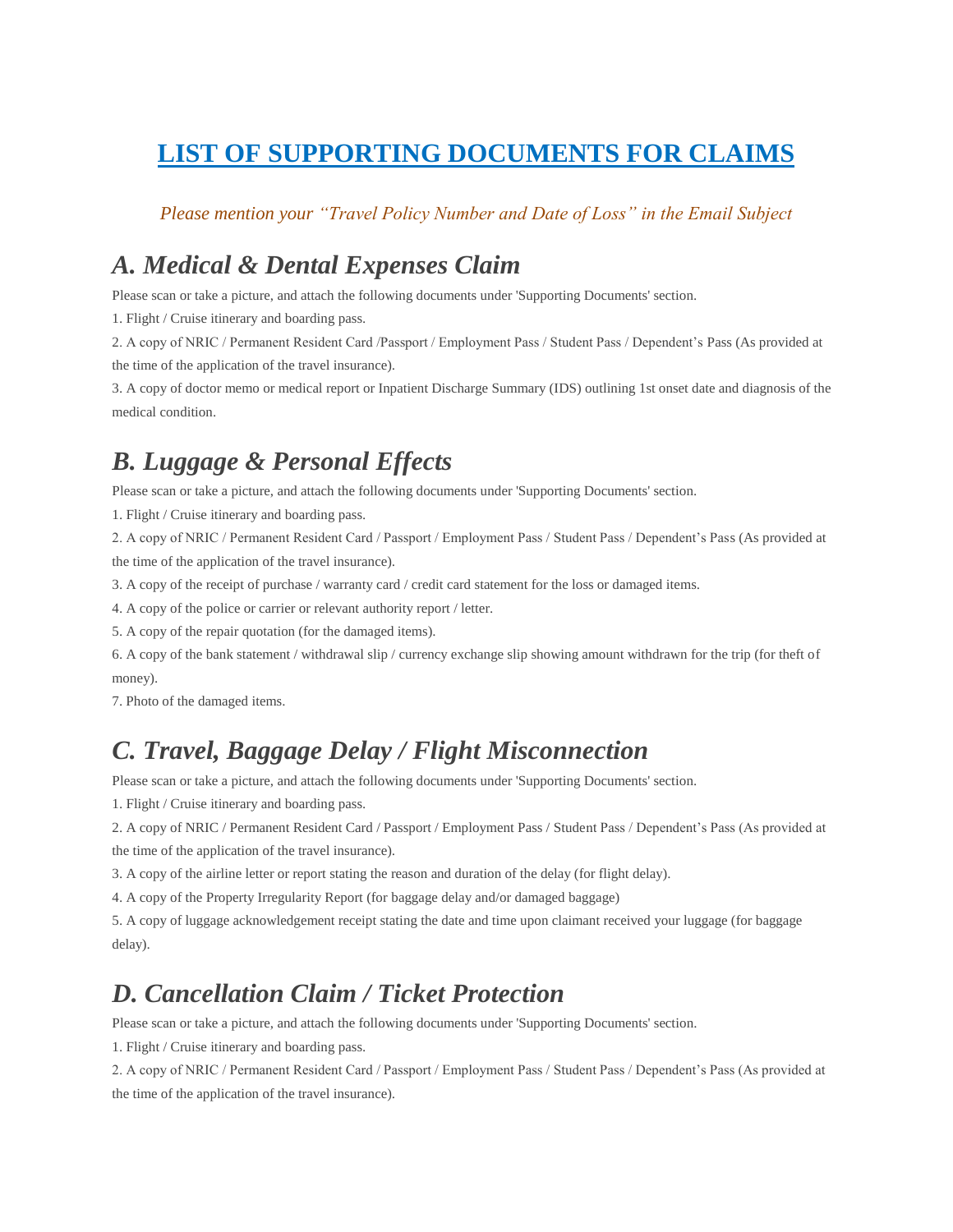# LIST OF SUPPORTING DOCUMENTS FOR CLAIMS

*Please mention your "Travel Policy Number and Date of Loss" in the Email Subject*

## A. Medical & Dental Expenses Claim

Please scan or take a picture, and attach the following documents under 'Supporting Documents' section.

1. Flight / Cruise itinerary and boarding pass.
2. A copy of NRIC / Permanent Resident Card /Passport / Employment Pass / Student Pass / Dependent's Pass (As provided at the time of the application of the travel insurance).
3. A copy of doctor memo or medical report or Inpatient Discharge Summary (IDS) outlining 1st onset date and diagnosis of the medical condition.

## B. Luggage & Personal Effects

Please scan or take a picture, and attach the following documents under 'Supporting Documents' section.

1. Flight / Cruise itinerary and boarding pass.
2. A copy of NRIC / Permanent Resident Card / Passport / Employment Pass / Student Pass / Dependent's Pass (As provided at the time of the application of the travel insurance).
3. A copy of the receipt of purchase / warranty card / credit card statement for the loss or damaged items.
4. A copy of the police or carrier or relevant authority report / letter.
5. A copy of the repair quotation (for the damaged items).
6. A copy of the bank statement / withdrawal slip / currency exchange slip showing amount withdrawn for the trip (for theft of money).
7. Photo of the damaged items.

## C. Travel, Baggage Delay / Flight Misconnection

Please scan or take a picture, and attach the following documents under 'Supporting Documents' section.

1. Flight / Cruise itinerary and boarding pass.
2. A copy of NRIC / Permanent Resident Card / Passport / Employment Pass / Student Pass / Dependent's Pass (As provided at the time of the application of the travel insurance).
3. A copy of the airline letter or report stating the reason and duration of the delay (for flight delay).
4. A copy of the Property Irregularity Report (for baggage delay and/or damaged baggage)
5. A copy of luggage acknowledgement receipt stating the date and time upon claimant received your luggage (for baggage delay).

## D. Cancellation Claim / Ticket Protection

Please scan or take a picture, and attach the following documents under 'Supporting Documents' section.

1. Flight / Cruise itinerary and boarding pass.
2. A copy of NRIC / Permanent Resident Card / Passport / Employment Pass / Student Pass / Dependent's Pass (As provided at the time of the application of the travel insurance).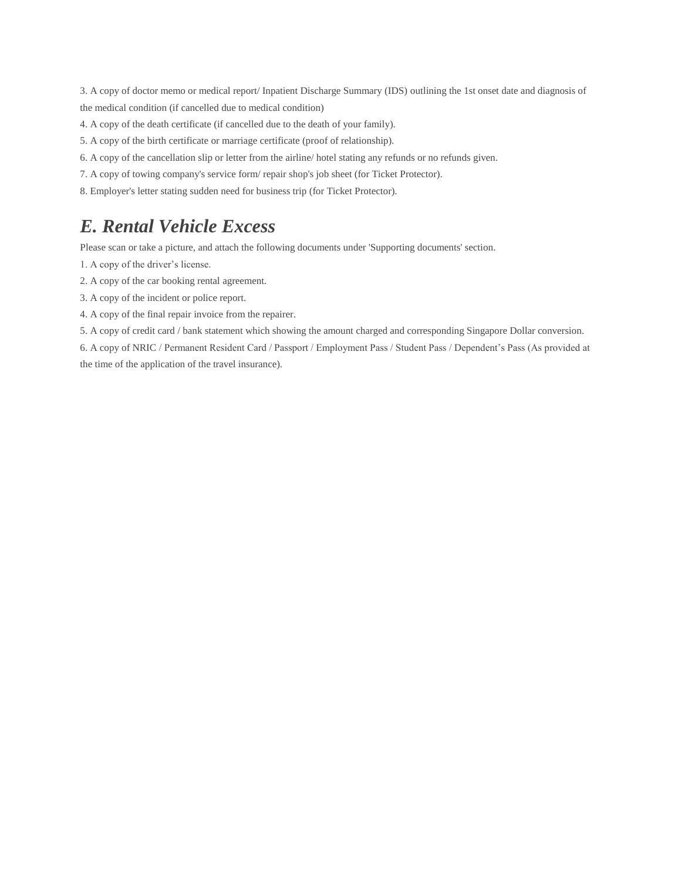3. A copy of doctor memo or medical report/ Inpatient Discharge Summary (IDS) outlining the 1st onset date and diagnosis of the medical condition (if cancelled due to medical condition)
4. A copy of the death certificate (if cancelled due to the death of your family).
5. A copy of the birth certificate or marriage certificate (proof of relationship).
6. A copy of the cancellation slip or letter from the airline/ hotel stating any refunds or no refunds given.
7. A copy of towing company's service form/ repair shop's job sheet (for Ticket Protector).
8. Employer's letter stating sudden need for business trip (for Ticket Protector).

## *E. Rental Vehicle Excess*

Please scan or take a picture, and attach the following documents under 'Supporting documents' section.

1. A copy of the driver's license.
2. A copy of the car booking rental agreement.
3. A copy of the incident or police report.
4. A copy of the final repair invoice from the repairer.
5. A copy of credit card / bank statement which showing the amount charged and corresponding Singapore Dollar conversion.
6. A copy of NRIC / Permanent Resident Card / Passport / Employment Pass / Student Pass / Dependent's Pass (As provided at the time of the application of the travel insurance).